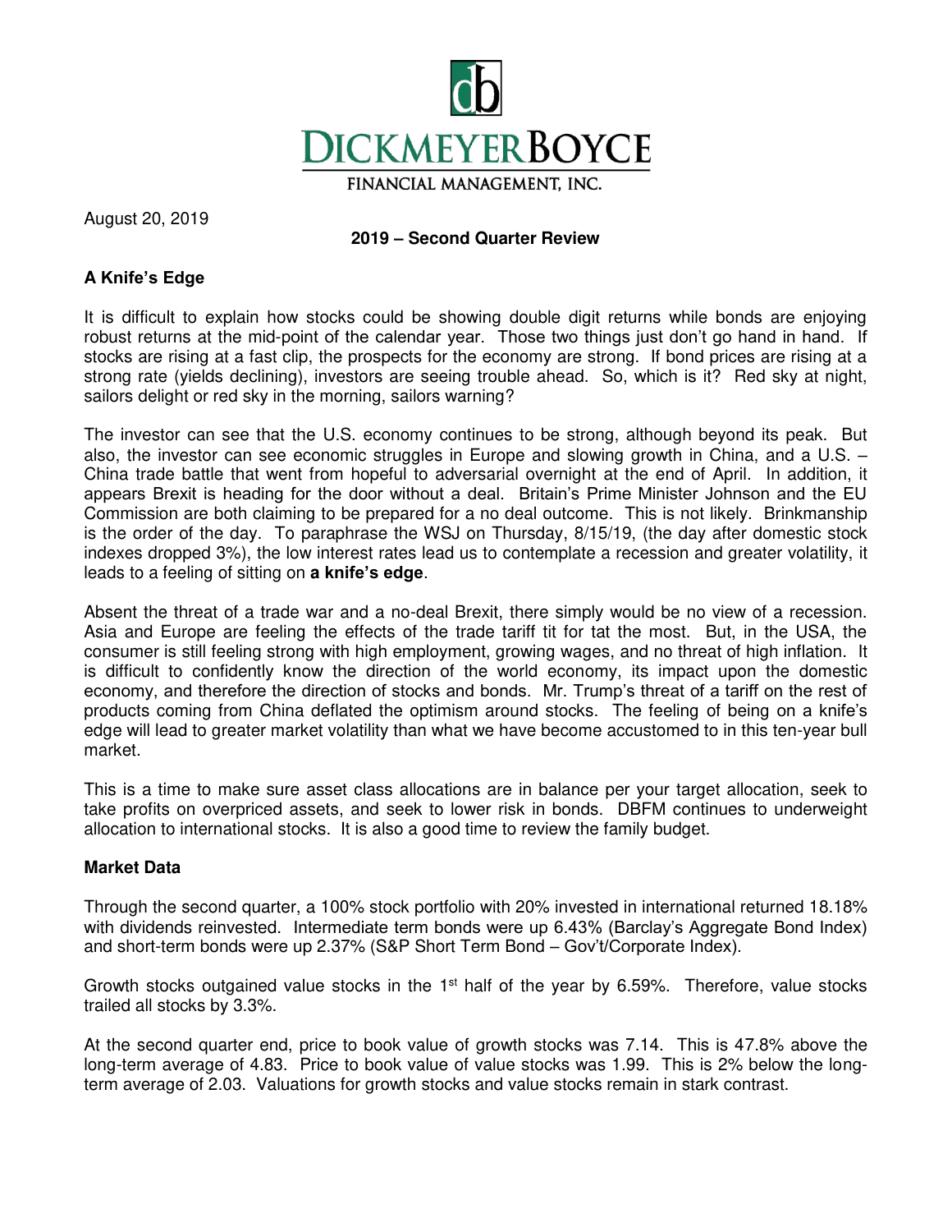# DICKMEYERBOYCE

FINANCIAL MANAGEMENT, INC.

August 20, 2019

**2019 – Second Quarter Review**

## A Knife's Edge

It is difficult to explain how stocks could be showing double digit returns while bonds are enjoying robust returns at the mid-point of the calendar year. Those two things just don't go hand in hand. If stocks are rising at a fast clip, the prospects for the economy are strong. If bond prices are rising at a strong rate (yields declining), investors are seeing trouble ahead. So, which is it? Red sky at night, sailors delight or red sky in the morning, sailors warning?

The investor can see that the U.S. economy continues to be strong, although beyond its peak. But also, the investor can see economic struggles in Europe and slowing growth in China, and a U.S. – China trade battle that went from hopeful to adversarial overnight at the end of April. In addition, it appears Brexit is heading for the door without a deal. Britain's Prime Minister Johnson and the EU Commission are both claiming to be prepared for a no deal outcome. This is not likely. Brinkmanship is the order of the day. To paraphrase the WSJ on Thursday, 8/15/19, (the day after domestic stock indexes dropped 3%), the low interest rates lead us to contemplate a recession and greater volatility, it leads to a feeling of sitting on **a knife's edge**.

Absent the threat of a trade war and a no-deal Brexit, there simply would be no view of a recession. Asia and Europe are feeling the effects of the trade tariff tit for tat the most. But, in the USA, the consumer is still feeling strong with high employment, growing wages, and no threat of high inflation. It is difficult to confidently know the direction of the world economy, its impact upon the domestic economy, and therefore the direction of stocks and bonds. Mr. Trump's threat of a tariff on the rest of products coming from China deflated the optimism around stocks. The feeling of being on a knife's edge will lead to greater market volatility than what we have become accustomed to in this ten-year bull market.

This is a time to make sure asset class allocations are in balance per your target allocation, seek to take profits on overpriced assets, and seek to lower risk in bonds. DBFM continues to underweight allocation to international stocks. It is also a good time to review the family budget.

## Market Data

Through the second quarter, a 100% stock portfolio with 20% invested in international returned 18.18% with dividends reinvested. Intermediate term bonds were up 6.43% (Barclay's Aggregate Bond Index) and short-term bonds were up 2.37% (S&P Short Term Bond – Gov't/Corporate Index).

Growth stocks outgained value stocks in the 1st half of the year by 6.59%. Therefore, value stocks trailed all stocks by 3.3%.

At the second quarter end, price to book value of growth stocks was 7.14. This is 47.8% above the long-term average of 4.83. Price to book value of value stocks was 1.99. This is 2% below the long-term average of 2.03. Valuations for growth stocks and value stocks remain in stark contrast.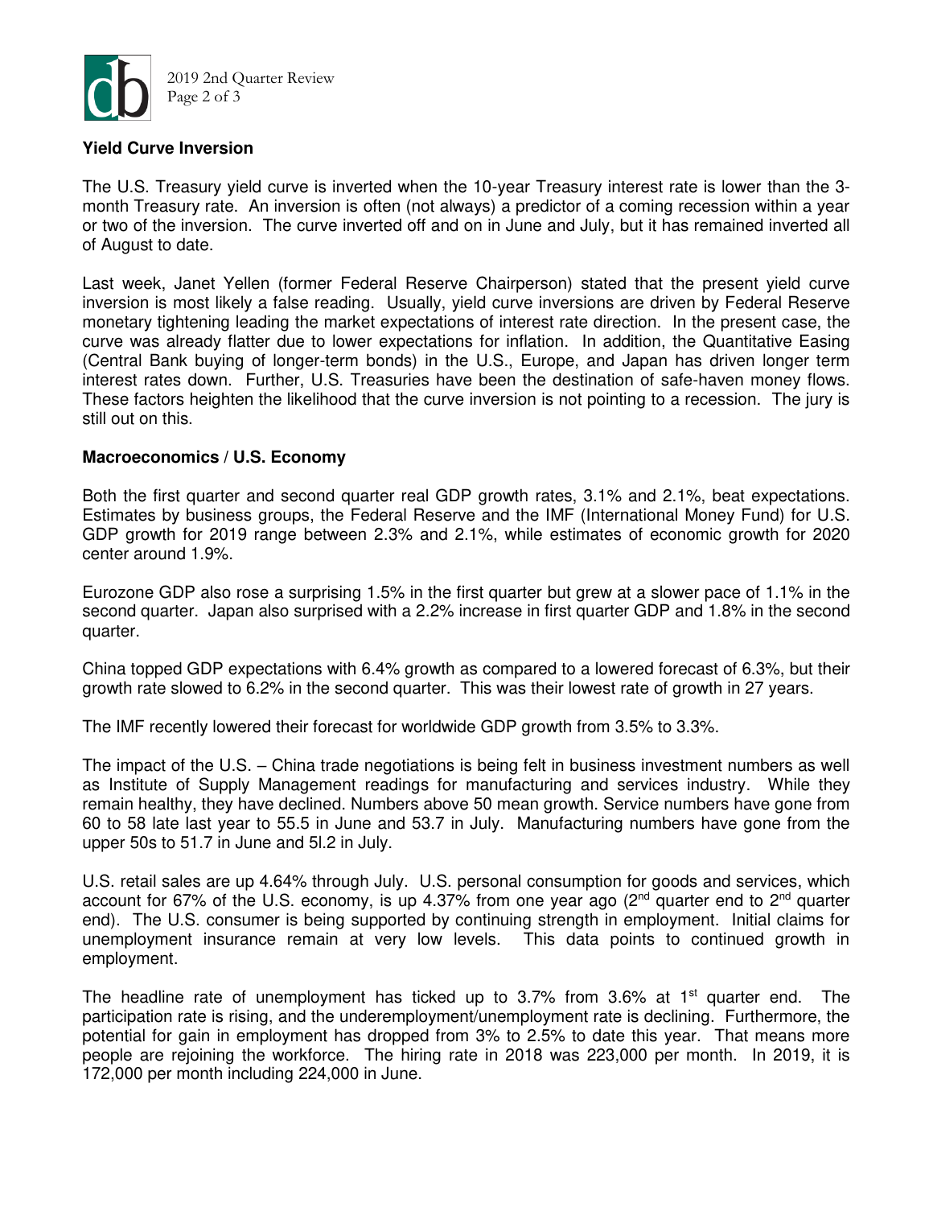## Yield Curve Inversion

The U.S. Treasury yield curve is inverted when the 10-year Treasury interest rate is lower than the 3-month Treasury rate. An inversion is often (not always) a predictor of a coming recession within a year or two of the inversion. The curve inverted off and on in June and July, but it has remained inverted all of August to date.

Last week, Janet Yellen (former Federal Reserve Chairperson) stated that the present yield curve inversion is most likely a false reading. Usually, yield curve inversions are driven by Federal Reserve monetary tightening leading the market expectations of interest rate direction. In the present case, the curve was already flatter due to lower expectations for inflation. In addition, the Quantitative Easing (Central Bank buying of longer-term bonds) in the U.S., Europe, and Japan has driven longer term interest rates down. Further, U.S. Treasuries have been the destination of safe-haven money flows. These factors heighten the likelihood that the curve inversion is not pointing to a recession. The jury is still out on this.

## Macroeconomics / U.S. Economy

Both the first quarter and second quarter real GDP growth rates, 3.1% and 2.1%, beat expectations. Estimates by business groups, the Federal Reserve and the IMF (International Money Fund) for U.S. GDP growth for 2019 range between 2.3% and 2.1%, while estimates of economic growth for 2020 center around 1.9%.

Eurozone GDP also rose a surprising 1.5% in the first quarter but grew at a slower pace of 1.1% in the second quarter. Japan also surprised with a 2.2% increase in first quarter GDP and 1.8% in the second quarter.

China topped GDP expectations with 6.4% growth as compared to a lowered forecast of 6.3%, but their growth rate slowed to 6.2% in the second quarter. This was their lowest rate of growth in 27 years.

The IMF recently lowered their forecast for worldwide GDP growth from 3.5% to 3.3%.

The impact of the U.S. – China trade negotiations is being felt in business investment numbers as well as Institute of Supply Management readings for manufacturing and services industry. While they remain healthy, they have declined. Numbers above 50 mean growth. Service numbers have gone from 60 to 58 late last year to 55.5 in June and 53.7 in July. Manufacturing numbers have gone from the upper 50s to 51.7 in June and 5l.2 in July.

U.S. retail sales are up 4.64% through July. U.S. personal consumption for goods and services, which account for 67% of the U.S. economy, is up 4.37% from one year ago (2nd quarter end to 2nd quarter end). The U.S. consumer is being supported by continuing strength in employment. Initial claims for unemployment insurance remain at very low levels. This data points to continued growth in employment.

The headline rate of unemployment has ticked up to 3.7% from 3.6% at 1st quarter end. The participation rate is rising, and the underemployment/unemployment rate is declining. Furthermore, the potential for gain in employment has dropped from 3% to 2.5% to date this year. That means more people are rejoining the workforce. The hiring rate in 2018 was 223,000 per month. In 2019, it is 172,000 per month including 224,000 in June.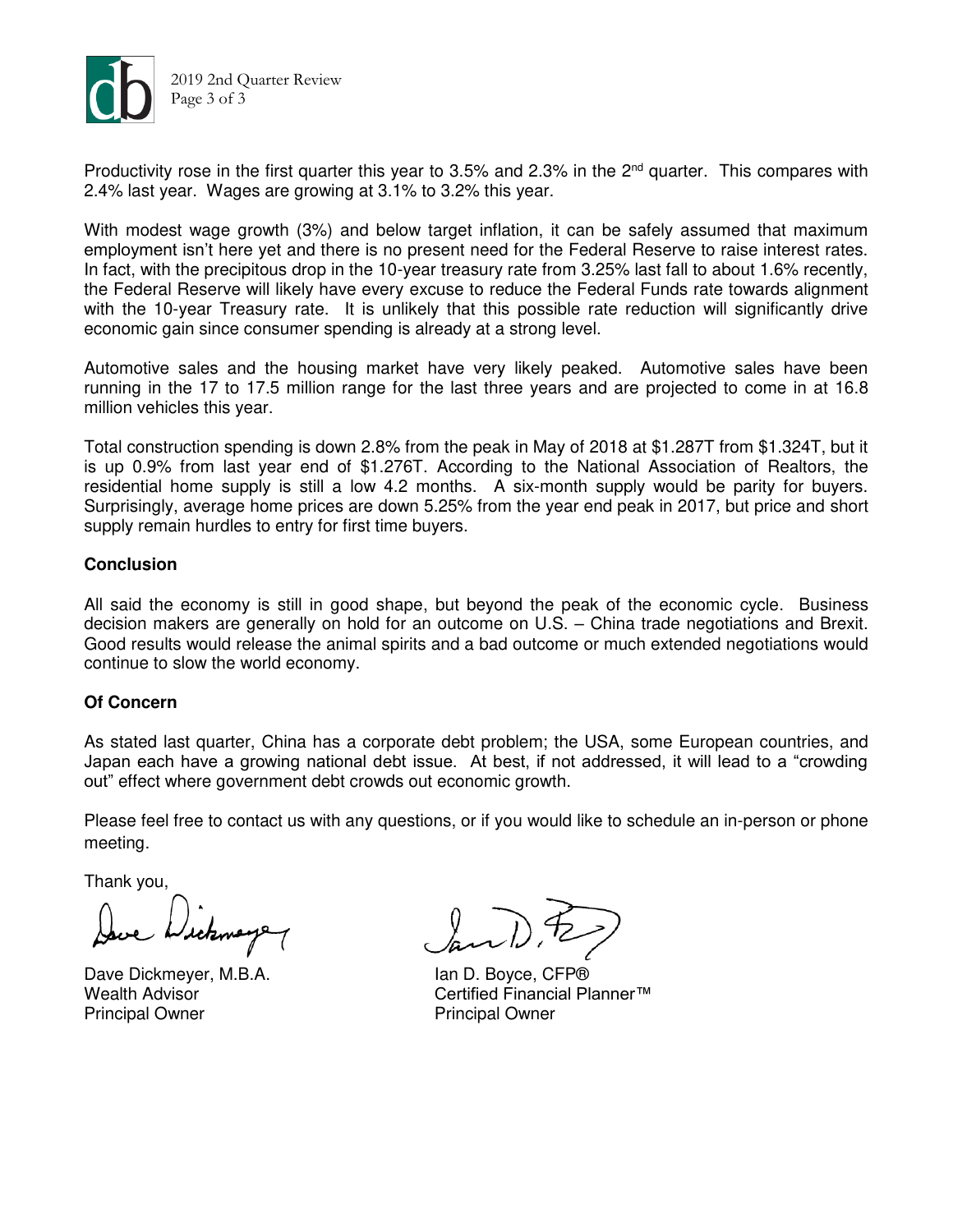Productivity rose in the first quarter this year to 3.5% and 2.3% in the 2nd quarter. This compares with 2.4% last year. Wages are growing at 3.1% to 3.2% this year.

With modest wage growth (3%) and below target inflation, it can be safely assumed that maximum employment isn't here yet and there is no present need for the Federal Reserve to raise interest rates. In fact, with the precipitous drop in the 10-year treasury rate from 3.25% last fall to about 1.6% recently, the Federal Reserve will likely have every excuse to reduce the Federal Funds rate towards alignment with the 10-year Treasury rate. It is unlikely that this possible rate reduction will significantly drive economic gain since consumer spending is already at a strong level.

Automotive sales and the housing market have very likely peaked. Automotive sales have been running in the 17 to 17.5 million range for the last three years and are projected to come in at 16.8 million vehicles this year.

Total construction spending is down 2.8% from the peak in May of 2018 at $1.287T from $1.324T, but it is up 0.9% from last year end of $1.276T. According to the National Association of Realtors, the residential home supply is still a low 4.2 months. A six-month supply would be parity for buyers. Surprisingly, average home prices are down 5.25% from the year end peak in 2017, but price and short supply remain hurdles to entry for first time buyers.

**Conclusion**

All said the economy is still in good shape, but beyond the peak of the economic cycle. Business decision makers are generally on hold for an outcome on U.S. – China trade negotiations and Brexit. Good results would release the animal spirits and a bad outcome or much extended negotiations would continue to slow the world economy.

**Of Concern**

As stated last quarter, China has a corporate debt problem; the USA, some European countries, and Japan each have a growing national debt issue. At best, if not addressed, it will lead to a "crowding out" effect where government debt crowds out economic growth.

Please feel free to contact us with any questions, or if you would like to schedule an in-person or phone meeting.

Thank you,

Dave Dickmeyer, M.B.A.
Wealth Advisor
Principal Owner

Ian D. Boyce, CFP®
Certified Financial Planner™
Principal Owner